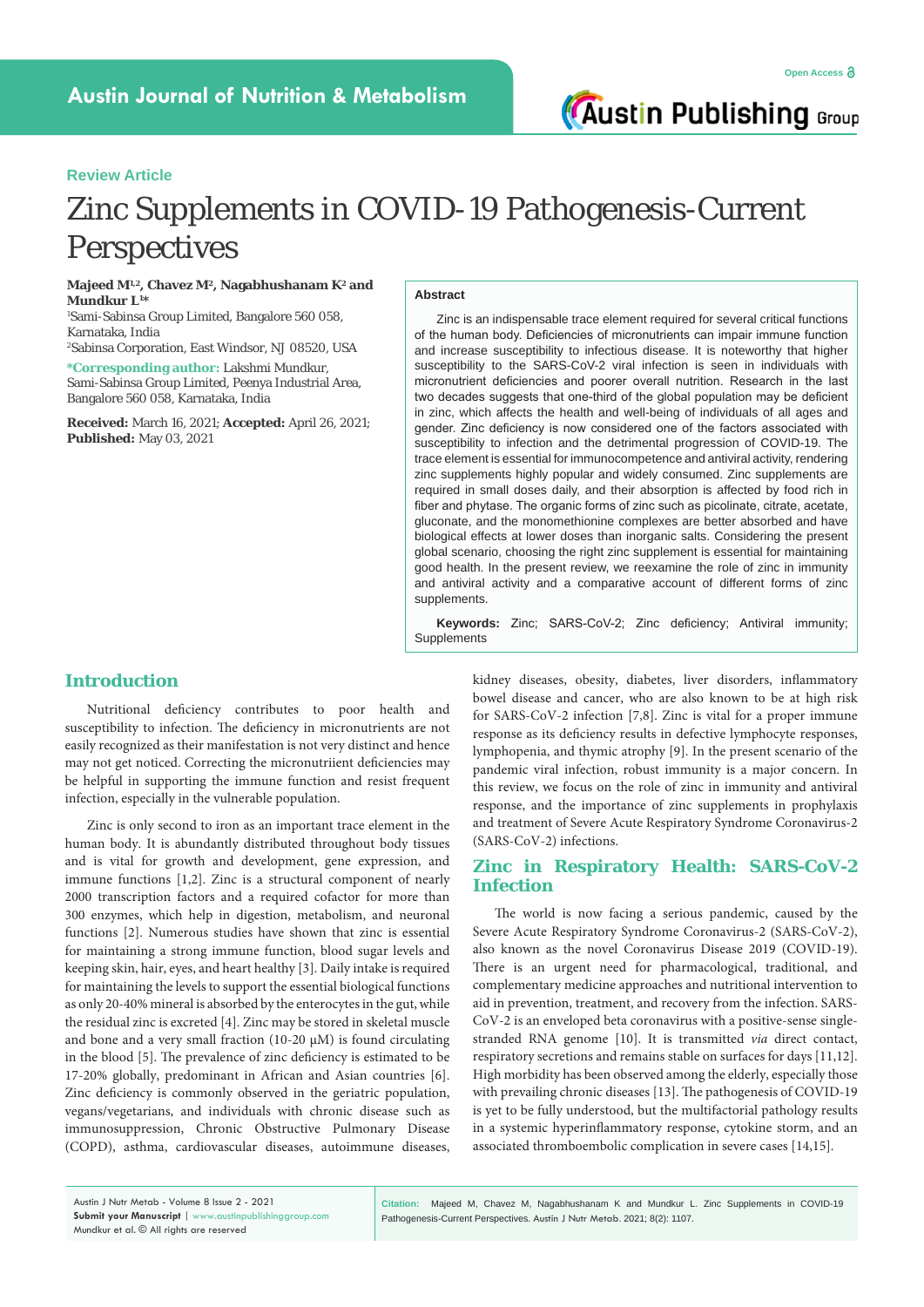Review Article

# Zinc Supplements in COVID-19 Pathogenesis-Current Perspectives

**Majeed M[1,2], Chavez M[2], Nagabhushanam K[2] and Mundkur L[1]***

[1]Sami-Sabinsa Group Limited, Bangalore 560 058, Karnataka, India

[2]Sabinsa Corporation, East Windsor, NJ 08520, USA

***Corresponding author:** Lakshmi Mundkur, Sami-Sabinsa Group Limited, Peenya Industrial Area, Bangalore 560 058, Karnataka, India

**Received:** March 16, 2021; **Accepted:** April 26, 2021; **Published:** May 03, 2021

## Abstract

Zinc is an indispensable trace element required for several critical functions of the human body. Deficiencies of micronutrients can impair immune function and increase susceptibility to infectious disease. It is noteworthy that higher susceptibility to the SARS-CoV-2 viral infection is seen in individuals with micronutrient deficiencies and poorer overall nutrition. Research in the last two decades suggests that one-third of the global population may be deficient in zinc, which affects the health and well-being of individuals of all ages and gender. Zinc deficiency is now considered one of the factors associated with susceptibility to infection and the detrimental progression of COVID-19. The trace element is essential for immunocompetence and antiviral activity, rendering zinc supplements highly popular and widely consumed. Zinc supplements are required in small doses daily, and their absorption is affected by food rich in fiber and phytase. The organic forms of zinc such as picolinate, citrate, acetate, gluconate, and the monomethionine complexes are better absorbed and have biological effects at lower doses than inorganic salts. Considering the present global scenario, choosing the right zinc supplement is essential for maintaining good health. In the present review, we reexamine the role of zinc in immunity and antiviral activity and a comparative account of different forms of zinc supplements.

**Keywords:** Zinc; SARS-CoV-2; Zinc deficiency; Antiviral immunity; Supplements

## Introduction

Nutritional deficiency contributes to poor health and susceptibility to infection. The deficiency in micronutrients are not easily recognized as their manifestation is not very distinct and hence may not get noticed. Correcting the micronutriient deficiencies may be helpful in supporting the immune function and resist frequent infection, especially in the vulnerable population.

Zinc is only second to iron as an important trace element in the human body. It is abundantly distributed throughout body tissues and is vital for growth and development, gene expression, and immune functions [1,2]. Zinc is a structural component of nearly 2000 transcription factors and a required cofactor for more than 300 enzymes, which help in digestion, metabolism, and neuronal functions [2]. Numerous studies have shown that zinc is essential for maintaining a strong immune function, blood sugar levels and keeping skin, hair, eyes, and heart healthy [3]. Daily intake is required for maintaining the levels to support the essential biological functions as only 20-40% mineral is absorbed by the enterocytes in the gut, while the residual zinc is excreted [4]. Zinc may be stored in skeletal muscle and bone and a very small fraction (10-20 μM) is found circulating in the blood [5]. The prevalence of zinc deficiency is estimated to be 17-20% globally, predominant in African and Asian countries [6]. Zinc deficiency is commonly observed in the geriatric population, vegans/vegetarians, and individuals with chronic disease such as immunosuppression, Chronic Obstructive Pulmonary Disease (COPD), asthma, cardiovascular diseases, autoimmune diseases, kidney diseases, obesity, diabetes, liver disorders, inflammatory bowel disease and cancer, who are also known to be at high risk for SARS-CoV-2 infection [7,8]. Zinc is vital for a proper immune response as its deficiency results in defective lymphocyte responses, lymphopenia, and thymic atrophy [9]. In the present scenario of the pandemic viral infection, robust immunity is a major concern. In this review, we focus on the role of zinc in immunity and antiviral response, and the importance of zinc supplements in prophylaxis and treatment of Severe Acute Respiratory Syndrome Coronavirus-2 (SARS-CoV-2) infections.

## Zinc in Respiratory Health: SARS-CoV-2 Infection

The world is now facing a serious pandemic, caused by the Severe Acute Respiratory Syndrome Coronavirus-2 (SARS-CoV-2), also known as the novel Coronavirus Disease 2019 (COVID-19). There is an urgent need for pharmacological, traditional, and complementary medicine approaches and nutritional intervention to aid in prevention, treatment, and recovery from the infection. SARS-CoV-2 is an enveloped beta coronavirus with a positive-sense single-stranded RNA genome [10]. It is transmitted *via* direct contact, respiratory secretions and remains stable on surfaces for days [11,12]. High morbidity has been observed among the elderly, especially those with prevailing chronic diseases [13]. The pathogenesis of COVID-19 is yet to be fully understood, but the multifactorial pathology results in a systemic hyperinflammatory response, cytokine storm, and an associated thromboembolic complication in severe cases [14,15].

**Citation:** Majeed M, Chavez M, Nagabhushanam K and Mundkur L. Zinc Supplements in COVID-19 Pathogenesis-Current Perspectives. Austin J Nutr Metab. 2021; 8(2): 1107.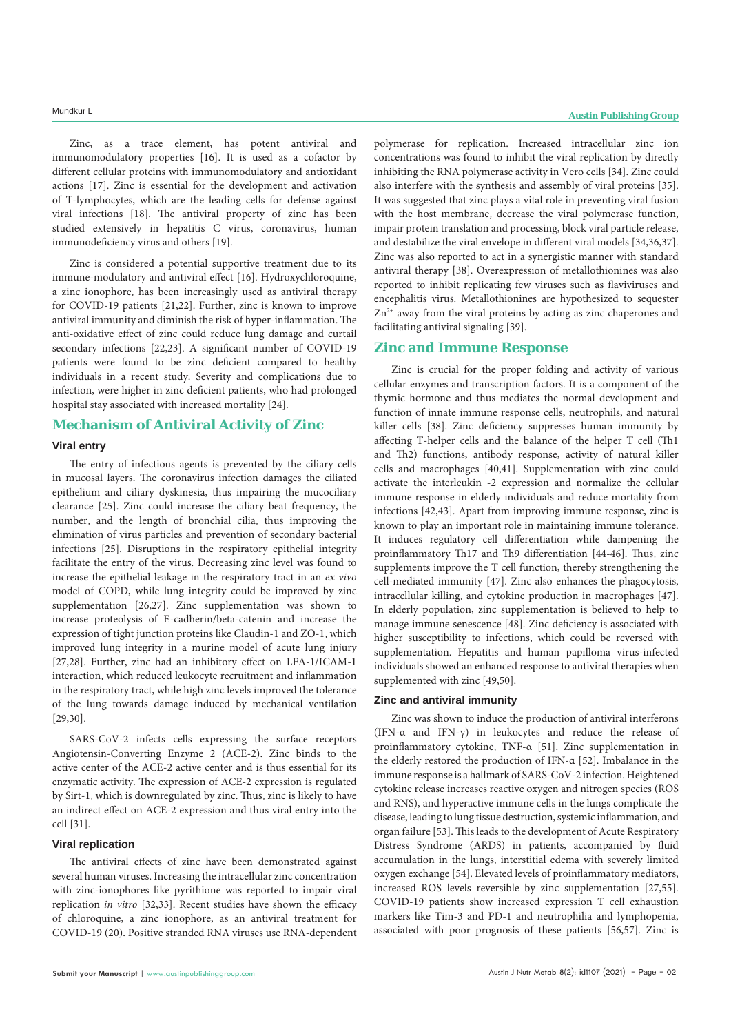Zinc, as a trace element, has potent antiviral and immunomodulatory properties [16]. It is used as a cofactor by different cellular proteins with immunomodulatory and antioxidant actions [17]. Zinc is essential for the development and activation of T-lymphocytes, which are the leading cells for defense against viral infections [18]. The antiviral property of zinc has been studied extensively in hepatitis C virus, coronavirus, human immunodeficiency virus and others [19].

Zinc is considered a potential supportive treatment due to its immune-modulatory and antiviral effect [16]. Hydroxychloroquine, a zinc ionophore, has been increasingly used as antiviral therapy for COVID-19 patients [21,22]. Further, zinc is known to improve antiviral immunity and diminish the risk of hyper-inflammation. The anti-oxidative effect of zinc could reduce lung damage and curtail secondary infections [22,23]. A significant number of COVID-19 patients were found to be zinc deficient compared to healthy individuals in a recent study. Severity and complications due to infection, were higher in zinc deficient patients, who had prolonged hospital stay associated with increased mortality [24].

## Mechanism of Antiviral Activity of Zinc

### Viral entry

The entry of infectious agents is prevented by the ciliary cells in mucosal layers. The coronavirus infection damages the ciliated epithelium and ciliary dyskinesia, thus impairing the mucociliary clearance [25]. Zinc could increase the ciliary beat frequency, the number, and the length of bronchial cilia, thus improving the elimination of virus particles and prevention of secondary bacterial infections [25]. Disruptions in the respiratory epithelial integrity facilitate the entry of the virus. Decreasing zinc level was found to increase the epithelial leakage in the respiratory tract in an *ex vivo* model of COPD, while lung integrity could be improved by zinc supplementation [26,27]. Zinc supplementation was shown to increase proteolysis of E-cadherin/beta-catenin and increase the expression of tight junction proteins like Claudin-1 and ZO-1, which improved lung integrity in a murine model of acute lung injury [27,28]. Further, zinc had an inhibitory effect on LFA-1/ICAM-1 interaction, which reduced leukocyte recruitment and inflammation in the respiratory tract, while high zinc levels improved the tolerance of the lung towards damage induced by mechanical ventilation [29,30].

SARS-CoV-2 infects cells expressing the surface receptors Angiotensin-Converting Enzyme 2 (ACE-2). Zinc binds to the active center of the ACE-2 active center and is thus essential for its enzymatic activity. The expression of ACE-2 expression is regulated by Sirt-1, which is downregulated by zinc. Thus, zinc is likely to have an indirect effect on ACE-2 expression and thus viral entry into the cell [31].

### Viral replication

The antiviral effects of zinc have been demonstrated against several human viruses. Increasing the intracellular zinc concentration with zinc-ionophores like pyrithione was reported to impair viral replication *in vitro* [32,33]. Recent studies have shown the efficacy of chloroquine, a zinc ionophore, as an antiviral treatment for COVID-19 (20). Positive stranded RNA viruses use RNA-dependent polymerase for replication. Increased intracellular zinc ion concentrations was found to inhibit the viral replication by directly inhibiting the RNA polymerase activity in Vero cells [34]. Zinc could also interfere with the synthesis and assembly of viral proteins [35]. It was suggested that zinc plays a vital role in preventing viral fusion with the host membrane, decrease the viral polymerase function, impair protein translation and processing, block viral particle release, and destabilize the viral envelope in different viral models [34,36,37]. Zinc was also reported to act in a synergistic manner with standard antiviral therapy [38]. Overexpression of metallothionines was also reported to inhibit replicating few viruses such as flaviviruses and encephalitis virus. Metallothionines are hypothesized to sequester $Zn^{2+}$ away from the viral proteins by acting as zinc chaperones and facilitating antiviral signaling [39].

## Zinc and Immune Response

Zinc is crucial for the proper folding and activity of various cellular enzymes and transcription factors. It is a component of the thymic hormone and thus mediates the normal development and function of innate immune response cells, neutrophils, and natural killer cells [38]. Zinc deficiency suppresses human immunity by affecting T-helper cells and the balance of the helper T cell (Th1 and Th2) functions, antibody response, activity of natural killer cells and macrophages [40,41]. Supplementation with zinc could activate the interleukin -2 expression and normalize the cellular immune response in elderly individuals and reduce mortality from infections [42,43]. Apart from improving immune response, zinc is known to play an important role in maintaining immune tolerance. It induces regulatory cell differentiation while dampening the proinflammatory Th17 and Th9 differentiation [44-46]. Thus, zinc supplements improve the T cell function, thereby strengthening the cell-mediated immunity [47]. Zinc also enhances the phagocytosis, intracellular killing, and cytokine production in macrophages [47]. In elderly population, zinc supplementation is believed to help to manage immune senescence [48]. Zinc deficiency is associated with higher susceptibility to infections, which could be reversed with supplementation. Hepatitis and human papilloma virus-infected individuals showed an enhanced response to antiviral therapies when supplemented with zinc [49,50].

### Zinc and antiviral immunity

Zinc was shown to induce the production of antiviral interferons (IFN-α and IFN-γ) in leukocytes and reduce the release of proinflammatory cytokine, TNF-α [51]. Zinc supplementation in the elderly restored the production of IFN-α [52]. Imbalance in the immune response is a hallmark of SARS-CoV-2 infection. Heightened cytokine release increases reactive oxygen and nitrogen species (ROS and RNS), and hyperactive immune cells in the lungs complicate the disease, leading to lung tissue destruction, systemic inflammation, and organ failure [53]. This leads to the development of Acute Respiratory Distress Syndrome (ARDS) in patients, accompanied by fluid accumulation in the lungs, interstitial edema with severely limited oxygen exchange [54]. Elevated levels of proinflammatory mediators, increased ROS levels reversible by zinc supplementation [27,55]. COVID-19 patients show increased expression T cell exhaustion markers like Tim-3 and PD-1 and neutrophilia and lymphopenia, associated with poor prognosis of these patients [56,57]. Zinc is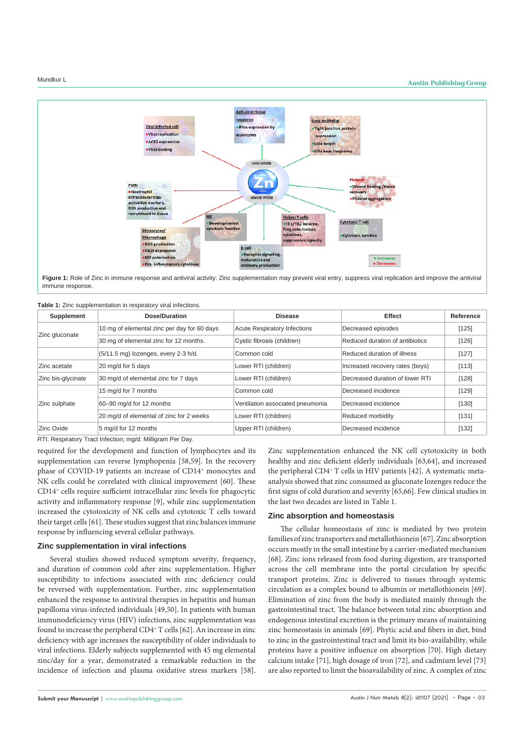**Figure 1:** Role of Zinc in immune response and antiviral activity: Zinc supplementation may prevent viral entry, suppress viral replication and improve the antiviral immune response.

**Table 1:** Zinc supplementation in respiratory viral infections.

| Supplement | Dose/Duration | Disease | Effect | Reference |
|---|---|---|---|---|
| Zinc gluconate | 10 mg of elemental zinc per day for 60 days | Acute Respiratory Infections | Decreased episodes | [125] |
| | 30 mg of elemental zinc for 12 months. | Cystic fibrosis (children) | Reduced duration of antibiotics | [126] |
| | (5/11.5 mg) lozenges, every 2-3 h/d. | Common cold | Reduced duration of illness | [127] |
| Zinc acetate | 20 mg/d for 5 days | Lower RTI (children) | Increased recovery rates (boys) | [113] |
| Zinc bis-glycinate | 30 mg/d of elemental zinc for 7 days | Lower RTI (children) | Decreased duration of lower RTI | [128] |
| Zinc sulphate | 15 mg/d for 7 months | Common cold | Decreased incidence | [129] |
| | 60–90 mg/d for 12 months | Ventilation associated pneumonia | Decreased incidence | [130] |
| | 20 mg/d of elemental of zinc for 2 weeks | Lower RTI (children) | Reduced morbidity | [131] |
| Zinc Oxide | 5 mg/d for 12 months | Upper RTI (children) | Decreased incidence | [132] |

RTI: Respiratory Tract Infection; mg/d: Milligram Per Day.

required for the development and function of lymphocytes and its supplementation can reverse lymphopenia [58,59]. In the recovery phase of COVID-19 patients an increase of CD14$^+$ monocytes and NK cells could be correlated with clinical improvement [60]. These CD14$^+$ cells require sufficient intracellular zinc levels for phagocytic activity and inflammatory response [9], while zinc supplementation increased the cytotoxicity of NK cells and cytotoxic T cells toward their target cells [61]. These studies suggest that zinc balances immune response by influencing several cellular pathways.

## Zinc supplementation in viral infections

Several studies showed reduced symptom severity, frequency, and duration of common cold after zinc supplementation. Higher susceptibility to infections associated with zinc deficiency could be reversed with supplementation. Further, zinc supplementation enhanced the response to antiviral therapies in hepatitis and human papilloma virus-infected individuals [49,50]. In patients with human immunodeficiency virus (HIV) infections, zinc supplementation was found to increase the peripheral CD4$^+$ T cells [62]. An increase in zinc deficiency with age increases the susceptibility of older individuals to viral infections. Elderly subjects supplemented with 45 mg elemental zinc/day for a year, demonstrated a remarkable reduction in the incidence of infection and plasma oxidative stress markers [58]. Zinc supplementation enhanced the NK cell cytotoxicity in both healthy and zinc deficient elderly individuals [63,64], and increased the peripheral CD4$^+$ T cells in HIV patients [42]. A systematic meta-analysis showed that zinc consumed as gluconate lozenges reduce the first signs of cold duration and severity [65,66]. Few clinical studies in the last two decades are listed in Table 1.

## Zinc absorption and homeostasis

The cellular homeostasis of zinc is mediated by two protein families of zinc transporters and metallothionein [67]. Zinc absorption occurs mostly in the small intestine by a carrier-mediated mechanism [68]. Zinc ions released from food during digestion, are transported across the cell membrane into the portal circulation by specific transport proteins. Zinc is delivered to tissues through systemic circulation as a complex bound to albumin or metallothionein [69]. Elimination of zinc from the body is mediated mainly through the gastrointestinal tract. The balance between total zinc absorption and endogenous intestinal excretion is the primary means of maintaining zinc homeostasis in animals [69]. Phytic acid and fibers in diet, bind to zinc in the gastrointestinal tract and limit its bio-availability, while proteins have a positive influence on absorption [70]. High dietary calcium intake [71], high dosage of iron [72], and cadmium level [73] are also reported to limit the bioavailability of zinc. A complex of zinc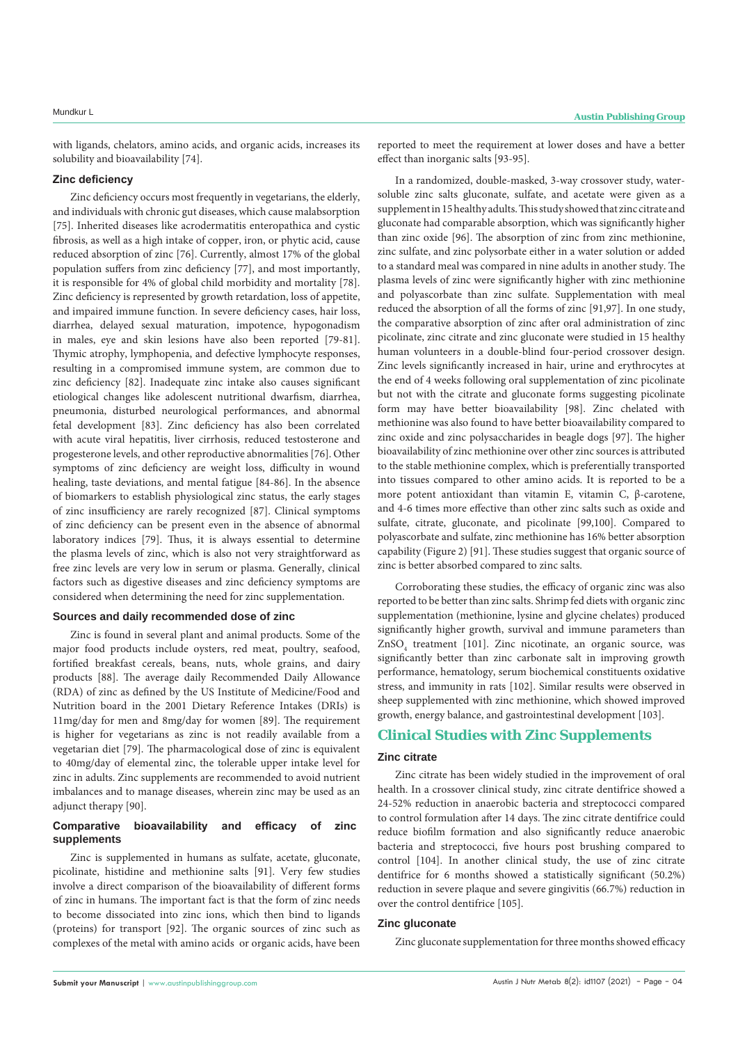with ligands, chelators, amino acids, and organic acids, increases its solubility and bioavailability [74].

### Zinc deficiency

Zinc deficiency occurs most frequently in vegetarians, the elderly, and individuals with chronic gut diseases, which cause malabsorption [75]. Inherited diseases like acrodermatitis enteropathica and cystic fibrosis, as well as a high intake of copper, iron, or phytic acid, cause reduced absorption of zinc [76]. Currently, almost 17% of the global population suffers from zinc deficiency [77], and most importantly, it is responsible for 4% of global child morbidity and mortality [78]. Zinc deficiency is represented by growth retardation, loss of appetite, and impaired immune function. In severe deficiency cases, hair loss, diarrhea, delayed sexual maturation, impotence, hypogonadism in males, eye and skin lesions have also been reported [79-81]. Thymic atrophy, lymphopenia, and defective lymphocyte responses, resulting in a compromised immune system, are common due to zinc deficiency [82]. Inadequate zinc intake also causes significant etiological changes like adolescent nutritional dwarfism, diarrhea, pneumonia, disturbed neurological performances, and abnormal fetal development [83]. Zinc deficiency has also been correlated with acute viral hepatitis, liver cirrhosis, reduced testosterone and progesterone levels, and other reproductive abnormalities [76]. Other symptoms of zinc deficiency are weight loss, difficulty in wound healing, taste deviations, and mental fatigue [84-86]. In the absence of biomarkers to establish physiological zinc status, the early stages of zinc insufficiency are rarely recognized [87]. Clinical symptoms of zinc deficiency can be present even in the absence of abnormal laboratory indices [79]. Thus, it is always essential to determine the plasma levels of zinc, which is also not very straightforward as free zinc levels are very low in serum or plasma. Generally, clinical factors such as digestive diseases and zinc deficiency symptoms are considered when determining the need for zinc supplementation.

### Sources and daily recommended dose of zinc

Zinc is found in several plant and animal products. Some of the major food products include oysters, red meat, poultry, seafood, fortified breakfast cereals, beans, nuts, whole grains, and dairy products [88]. The average daily Recommended Daily Allowance (RDA) of zinc as defined by the US Institute of Medicine/Food and Nutrition board in the 2001 Dietary Reference Intakes (DRIs) is 11mg/day for men and 8mg/day for women [89]. The requirement is higher for vegetarians as zinc is not readily available from a vegetarian diet [79]. The pharmacological dose of zinc is equivalent to 40mg/day of elemental zinc, the tolerable upper intake level for zinc in adults. Zinc supplements are recommended to avoid nutrient imbalances and to manage diseases, wherein zinc may be used as an adjunct therapy [90].

### Comparative bioavailability and efficacy of zinc supplements

Zinc is supplemented in humans as sulfate, acetate, gluconate, picolinate, histidine and methionine salts [91]. Very few studies involve a direct comparison of the bioavailability of different forms of zinc in humans. The important fact is that the form of zinc needs to become dissociated into zinc ions, which then bind to ligands (proteins) for transport [92]. The organic sources of zinc such as complexes of the metal with amino acids or organic acids, have been reported to meet the requirement at lower doses and have a better effect than inorganic salts [93-95].

In a randomized, double-masked, 3-way crossover study, water-soluble zinc salts gluconate, sulfate, and acetate were given as a supplement in 15 healthy adults. This study showed that zinc citrate and gluconate had comparable absorption, which was significantly higher than zinc oxide [96]. The absorption of zinc from zinc methionine, zinc sulfate, and zinc polysorbate either in a water solution or added to a standard meal was compared in nine adults in another study. The plasma levels of zinc were significantly higher with zinc methionine and polyascorbate than zinc sulfate. Supplementation with meal reduced the absorption of all the forms of zinc [91,97]. In one study, the comparative absorption of zinc after oral administration of zinc picolinate, zinc citrate and zinc gluconate were studied in 15 healthy human volunteers in a double-blind four-period crossover design. Zinc levels significantly increased in hair, urine and erythrocytes at the end of 4 weeks following oral supplementation of zinc picolinate but not with the citrate and gluconate forms suggesting picolinate form may have better bioavailability [98]. Zinc chelated with methionine was also found to have better bioavailability compared to zinc oxide and zinc polysaccharides in beagle dogs [97]. The higher bioavailability of zinc methionine over other zinc sources is attributed to the stable methionine complex, which is preferentially transported into tissues compared to other amino acids. It is reported to be a more potent antioxidant than vitamin E, vitamin C, β-carotene, and 4-6 times more effective than other zinc salts such as oxide and sulfate, citrate, gluconate, and picolinate [99,100]. Compared to polyascorbate and sulfate, zinc methionine has 16% better absorption capability (Figure 2) [91]. These studies suggest that organic source of zinc is better absorbed compared to zinc salts.

Corroborating these studies, the efficacy of organic zinc was also reported to be better than zinc salts. Shrimp fed diets with organic zinc supplementation (methionine, lysine and glycine chelates) produced significantly higher growth, survival and immune parameters than $ZnSO_4$ treatment [101]. Zinc nicotinate, an organic source, was significantly better than zinc carbonate salt in improving growth performance, hematology, serum biochemical constituents oxidative stress, and immunity in rats [102]. Similar results were observed in sheep supplemented with zinc methionine, which showed improved growth, energy balance, and gastrointestinal development [103].

## Clinical Studies with Zinc Supplements

### Zinc citrate

Zinc citrate has been widely studied in the improvement of oral health. In a crossover clinical study, zinc citrate dentifrice showed a 24-52% reduction in anaerobic bacteria and streptococci compared to control formulation after 14 days. The zinc citrate dentifrice could reduce biofilm formation and also significantly reduce anaerobic bacteria and streptococci, five hours post brushing compared to control [104]. In another clinical study, the use of zinc citrate dentifrice for 6 months showed a statistically significant (50.2%) reduction in severe plaque and severe gingivitis (66.7%) reduction in over the control dentifrice [105].

### Zinc gluconate

Zinc gluconate supplementation for three months showed efficacy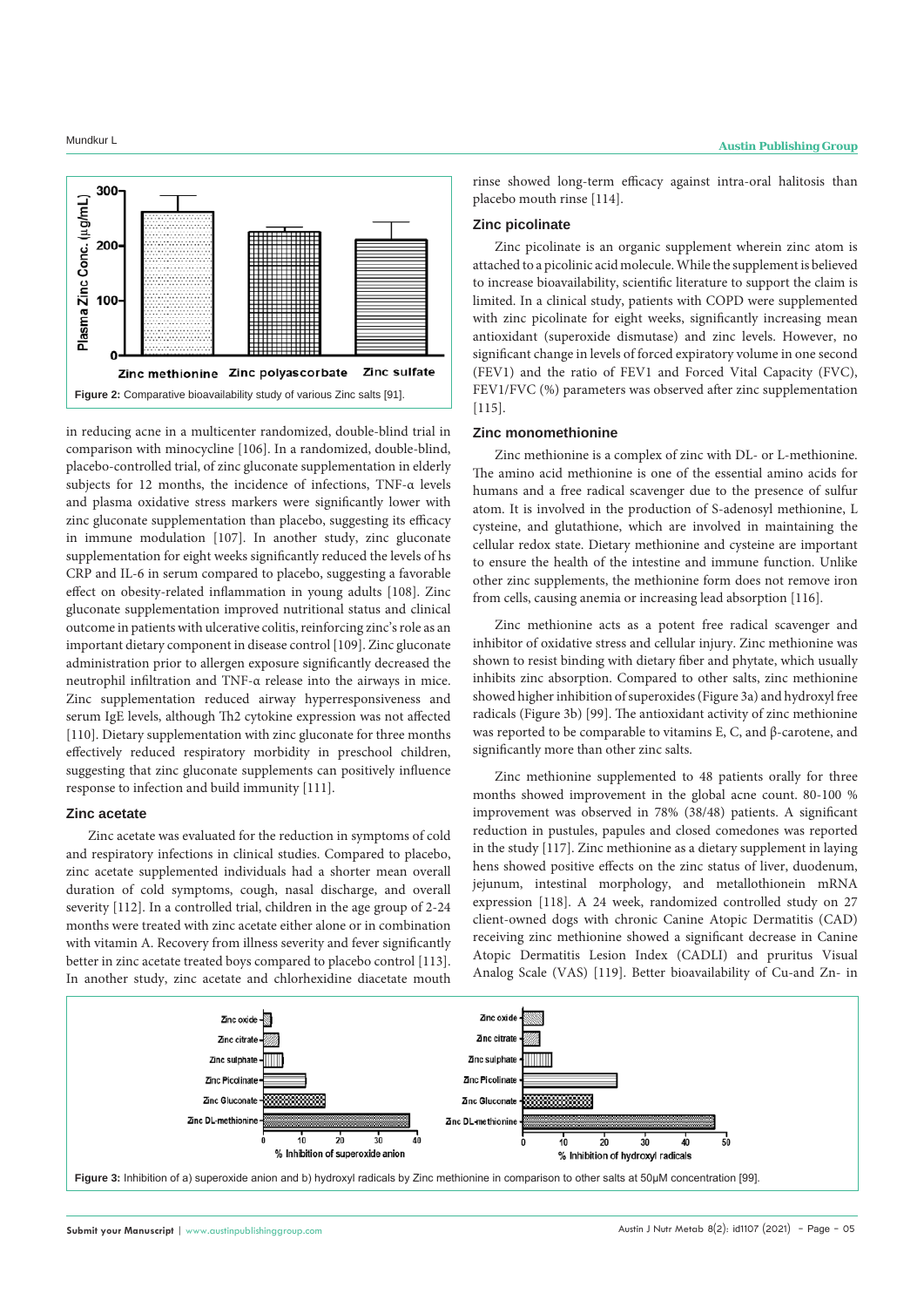Figure 2: Comparative bioavailability study of various Zinc salts [91].

in reducing acne in a multicenter randomized, double-blind trial in comparison with minocycline [106]. In a randomized, double-blind, placebo-controlled trial, of zinc gluconate supplementation in elderly subjects for 12 months, the incidence of infections, TNF-α levels and plasma oxidative stress markers were significantly lower with zinc gluconate supplementation than placebo, suggesting its efficacy in immune modulation [107]. In another study, zinc gluconate supplementation for eight weeks significantly reduced the levels of hs CRP and IL-6 in serum compared to placebo, suggesting a favorable effect on obesity-related inflammation in young adults [108]. Zinc gluconate supplementation improved nutritional status and clinical outcome in patients with ulcerative colitis, reinforcing zinc's role as an important dietary component in disease control [109]. Zinc gluconate administration prior to allergen exposure significantly decreased the neutrophil infiltration and TNF-α release into the airways in mice. Zinc supplementation reduced airway hyperresponsiveness and serum IgE levels, although Th2 cytokine expression was not affected [110]. Dietary supplementation with zinc gluconate for three months effectively reduced respiratory morbidity in preschool children, suggesting that zinc gluconate supplements can positively influence response to infection and build immunity [111].

## Zinc acetate

Zinc acetate was evaluated for the reduction in symptoms of cold and respiratory infections in clinical studies. Compared to placebo, zinc acetate supplemented individuals had a shorter mean overall duration of cold symptoms, cough, nasal discharge, and overall severity [112]. In a controlled trial, children in the age group of 2-24 months were treated with zinc acetate either alone or in combination with vitamin A. Recovery from illness severity and fever significantly better in zinc acetate treated boys compared to placebo control [113]. In another study, zinc acetate and chlorhexidine diacetate mouth rinse showed long-term efficacy against intra-oral halitosis than placebo mouth rinse [114].

## Zinc picolinate

Zinc picolinate is an organic supplement wherein zinc atom is attached to a picolinic acid molecule. While the supplement is believed to increase bioavailability, scientific literature to support the claim is limited. In a clinical study, patients with COPD were supplemented with zinc picolinate for eight weeks, significantly increasing mean antioxidant (superoxide dismutase) and zinc levels. However, no significant change in levels of forced expiratory volume in one second (FEV1) and the ratio of FEV1 and Forced Vital Capacity (FVC), FEV1/FVC (%) parameters was observed after zinc supplementation [115].

## Zinc monomethionine

Zinc methionine is a complex of zinc with DL- or L-methionine. The amino acid methionine is one of the essential amino acids for humans and a free radical scavenger due to the presence of sulfur atom. It is involved in the production of S-adenosyl methionine, L cysteine, and glutathione, which are involved in maintaining the cellular redox state. Dietary methionine and cysteine are important to ensure the health of the intestine and immune function. Unlike other zinc supplements, the methionine form does not remove iron from cells, causing anemia or increasing lead absorption [116].

Zinc methionine acts as a potent free radical scavenger and inhibitor of oxidative stress and cellular injury. Zinc methionine was shown to resist binding with dietary fiber and phytate, which usually inhibits zinc absorption. Compared to other salts, zinc methionine showed higher inhibition of superoxides (Figure 3a) and hydroxyl free radicals (Figure 3b) [99]. The antioxidant activity of zinc methionine was reported to be comparable to vitamins E, C, and β-carotene, and significantly more than other zinc salts.

Zinc methionine supplemented to 48 patients orally for three months showed improvement in the global acne count. 80-100 % improvement was observed in 78% (38/48) patients. A significant reduction in pustules, papules and closed comedones was reported in the study [117]. Zinc methionine as a dietary supplement in laying hens showed positive effects on the zinc status of liver, duodenum, jejunum, intestinal morphology, and metallothionein mRNA expression [118]. A 24 week, randomized controlled study on 27 client-owned dogs with chronic Canine Atopic Dermatitis (CAD) receiving zinc methionine showed a significant decrease in Canine Atopic Dermatitis Lesion Index (CADLI) and pruritus Visual Analog Scale (VAS) [119]. Better bioavailability of Cu-and Zn- in

Figure 3: Inhibition of a) superoxide anion and b) hydroxyl radicals by Zinc methionine in comparison to other salts at 50μM concentration [99].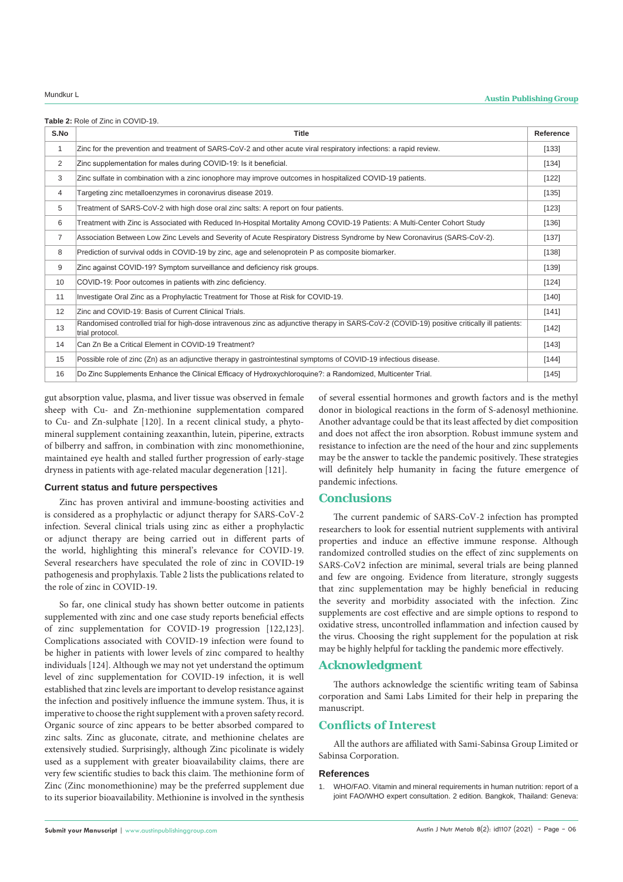**Table 2:** Role of Zinc in COVID-19.

| S.No | Title | Reference |
|---|---|---|
| 1 | Zinc for the prevention and treatment of SARS-CoV-2 and other acute viral respiratory infections: a rapid review. | [133] |
| 2 | Zinc supplementation for males during COVID-19: Is it beneficial. | [134] |
| 3 | Zinc sulfate in combination with a zinc ionophore may improve outcomes in hospitalized COVID-19 patients. | [122] |
| 4 | Targeting zinc metalloenzymes in coronavirus disease 2019. | [135] |
| 5 | Treatment of SARS-CoV-2 with high dose oral zinc salts: A report on four patients. | [123] |
| 6 | Treatment with Zinc is Associated with Reduced In-Hospital Mortality Among COVID-19 Patients: A Multi-Center Cohort Study | [136] |
| 7 | Association Between Low Zinc Levels and Severity of Acute Respiratory Distress Syndrome by New Coronavirus (SARS-CoV-2). | [137] |
| 8 | Prediction of survival odds in COVID-19 by zinc, age and selenoprotein P as composite biomarker. | [138] |
| 9 | Zinc against COVID-19? Symptom surveillance and deficiency risk groups. | [139] |
| 10 | COVID-19: Poor outcomes in patients with zinc deficiency. | [124] |
| 11 | Investigate Oral Zinc as a Prophylactic Treatment for Those at Risk for COVID-19. | [140] |
| 12 | Zinc and COVID-19: Basis of Current Clinical Trials. | [141] |
| 13 | Randomised controlled trial for high-dose intravenous zinc as adjunctive therapy in SARS-CoV-2 (COVID-19) positive critically ill patients: trial protocol. | [142] |
| 14 | Can Zn Be a Critical Element in COVID-19 Treatment? | [143] |
| 15 | Possible role of zinc (Zn) as an adjunctive therapy in gastrointestinal symptoms of COVID-19 infectious disease. | [144] |
| 16 | Do Zinc Supplements Enhance the Clinical Efficacy of Hydroxychloroquine?: a Randomized, Multicenter Trial. | [145] |

gut absorption value, plasma, and liver tissue was observed in female sheep with Cu- and Zn-methionine supplementation compared to Cu- and Zn-sulphate [120]. In a recent clinical study, a phyto-mineral supplement containing zeaxanthin, lutein, piperine, extracts of bilberry and saffron, in combination with zinc monomethionine, maintained eye health and stalled further progression of early-stage dryness in patients with age-related macular degeneration [121].

### Current status and future perspectives

Zinc has proven antiviral and immune-boosting activities and is considered as a prophylactic or adjunct therapy for SARS-CoV-2 infection. Several clinical trials using zinc as either a prophylactic or adjunct therapy are being carried out in different parts of the world, highlighting this mineral's relevance for COVID-19. Several researchers have speculated the role of zinc in COVID-19 pathogenesis and prophylaxis. Table 2 lists the publications related to the role of zinc in COVID-19.

So far, one clinical study has shown better outcome in patients supplemented with zinc and one case study reports beneficial effects of zinc supplementation for COVID-19 progression [122,123]. Complications associated with COVID-19 infection were found to be higher in patients with lower levels of zinc compared to healthy individuals [124]. Although we may not yet understand the optimum level of zinc supplementation for COVID-19 infection, it is well established that zinc levels are important to develop resistance against the infection and positively influence the immune system. Thus, it is imperative to choose the right supplement with a proven safety record. Organic source of zinc appears to be better absorbed compared to zinc salts. Zinc as gluconate, citrate, and methionine chelates are extensively studied. Surprisingly, although Zinc picolinate is widely used as a supplement with greater bioavailability claims, there are very few scientific studies to back this claim. The methionine form of Zinc (Zinc monomethionine) may be the preferred supplement due to its superior bioavailability. Methionine is involved in the synthesis of several essential hormones and growth factors and is the methyl donor in biological reactions in the form of S-adenosyl methionine. Another advantage could be that its least affected by diet composition and does not affect the iron absorption. Robust immune system and resistance to infection are the need of the hour and zinc supplements may be the answer to tackle the pandemic positively. These strategies will definitely help humanity in facing the future emergence of pandemic infections.

## Conclusions

The current pandemic of SARS-CoV-2 infection has prompted researchers to look for essential nutrient supplements with antiviral properties and induce an effective immune response. Although randomized controlled studies on the effect of zinc supplements on SARS-CoV2 infection are minimal, several trials are being planned and few are ongoing. Evidence from literature, strongly suggests that zinc supplementation may be highly beneficial in reducing the severity and morbidity associated with the infection. Zinc supplements are cost effective and are simple options to respond to oxidative stress, uncontrolled inflammation and infection caused by the virus. Choosing the right supplement for the population at risk may be highly helpful for tackling the pandemic more effectively.

## Acknowledgment

The authors acknowledge the scientific writing team of Sabinsa corporation and Sami Labs Limited for their help in preparing the manuscript.

## Conflicts of Interest

All the authors are affiliated with Sami-Sabinsa Group Limited or Sabinsa Corporation.

### References

1. WHO/FAO. Vitamin and mineral requirements in human nutrition: report of a joint FAO/WHO expert consultation. 2 edition. Bangkok, Thailand: Geneva: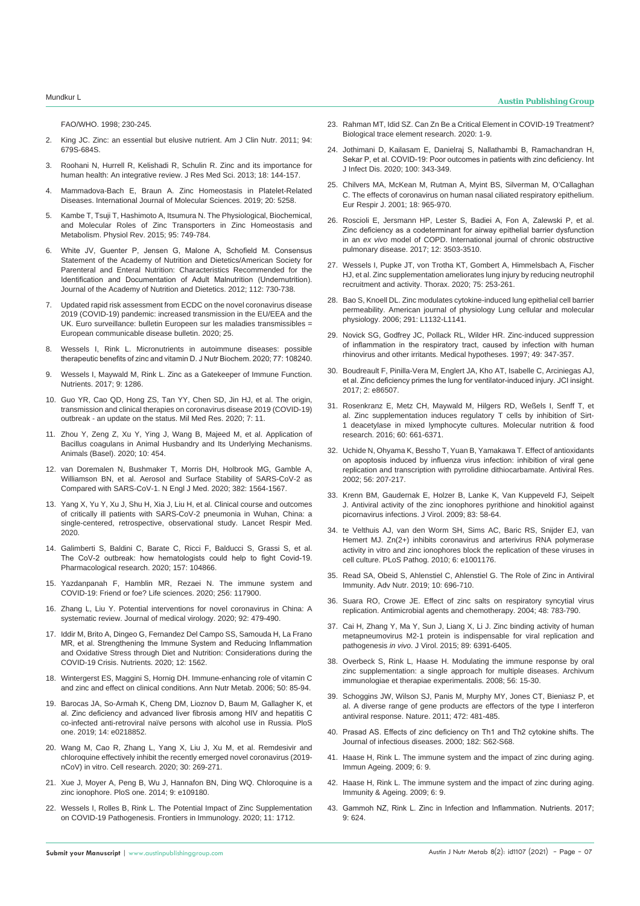FAO/WHO. 1998; 230-245.

2. King JC. Zinc: an essential but elusive nutrient. Am J Clin Nutr. 2011; 94: 679S-684S.
3. Roohani N, Hurrell R, Kelishadi R, Schulin R. Zinc and its importance for human health: An integrative review. J Res Med Sci. 2013; 18: 144-157.
4. Mammadova-Bach E, Braun A. Zinc Homeostasis in Platelet-Related Diseases. International Journal of Molecular Sciences. 2019; 20: 5258.
5. Kambe T, Tsuji T, Hashimoto A, Itsumura N. The Physiological, Biochemical, and Molecular Roles of Zinc Transporters in Zinc Homeostasis and Metabolism. Physiol Rev. 2015; 95: 749-784.
6. White JV, Guenter P, Jensen G, Malone A, Schofield M. Consensus Statement of the Academy of Nutrition and Dietetics/American Society for Parenteral and Enteral Nutrition: Characteristics Recommended for the Identification and Documentation of Adult Malnutrition (Undernutrition). Journal of the Academy of Nutrition and Dietetics. 2012; 112: 730-738.
7. Updated rapid risk assessment from ECDC on the novel coronavirus disease 2019 (COVID-19) pandemic: increased transmission in the EU/EEA and the UK. Euro surveillance: bulletin Europeen sur les maladies transmissibles = European communicable disease bulletin. 2020; 25.
8. Wessels I, Rink L. Micronutrients in autoimmune diseases: possible therapeutic benefits of zinc and vitamin D. J Nutr Biochem. 2020; 77: 108240.
9. Wessels I, Maywald M, Rink L. Zinc as a Gatekeeper of Immune Function. Nutrients. 2017; 9: 1286.
10. Guo YR, Cao QD, Hong ZS, Tan YY, Chen SD, Jin HJ, et al. The origin, transmission and clinical therapies on coronavirus disease 2019 (COVID-19) outbreak - an update on the status. Mil Med Res. 2020; 7: 11.
11. Zhou Y, Zeng Z, Xu Y, Ying J, Wang B, Majeed M, et al. Application of Bacillus coagulans in Animal Husbandry and Its Underlying Mechanisms. Animals (Basel). 2020; 10: 454.
12. van Doremalen N, Bushmaker T, Morris DH, Holbrook MG, Gamble A, Williamson BN, et al. Aerosol and Surface Stability of SARS-CoV-2 as Compared with SARS-CoV-1. N Engl J Med. 2020; 382: 1564-1567.
13. Yang X, Yu Y, Xu J, Shu H, Xia J, Liu H, et al. Clinical course and outcomes of critically ill patients with SARS-CoV-2 pneumonia in Wuhan, China: a single-centered, retrospective, observational study. Lancet Respir Med. 2020.
14. Galimberti S, Baldini C, Barate C, Ricci F, Balducci S, Grassi S, et al. The CoV-2 outbreak: how hematologists could help to fight Covid-19. Pharmacological research. 2020; 157: 104866.
15. Yazdanpanah F, Hamblin MR, Rezaei N. The immune system and COVID-19: Friend or foe? Life sciences. 2020; 256: 117900.
16. Zhang L, Liu Y. Potential interventions for novel coronavirus in China: A systematic review. Journal of medical virology. 2020; 92: 479-490.
17. Iddir M, Brito A, Dingeo G, Fernandez Del Campo SS, Samouda H, La Frano MR, et al. Strengthening the Immune System and Reducing Inflammation and Oxidative Stress through Diet and Nutrition: Considerations during the COVID-19 Crisis. Nutrients. 2020; 12: 1562.
18. Wintergerst ES, Maggini S, Hornig DH. Immune-enhancing role of vitamin C and zinc and effect on clinical conditions. Ann Nutr Metab. 2006; 50: 85-94.
19. Barocas JA, So-Armah K, Cheng DM, Lioznov D, Baum M, Gallagher K, et al. Zinc deficiency and advanced liver fibrosis among HIV and hepatitis C co-infected anti-retroviral naïve persons with alcohol use in Russia. PloS one. 2019; 14: e0218852.
20. Wang M, Cao R, Zhang L, Yang X, Liu J, Xu M, et al. Remdesivir and chloroquine effectively inhibit the recently emerged novel coronavirus (2019-nCoV) in vitro. Cell research. 2020; 30: 269-271.
21. Xue J, Moyer A, Peng B, Wu J, Hannafon BN, Ding WQ. Chloroquine is a zinc ionophore. PloS one. 2014; 9: e109180.
22. Wessels I, Rolles B, Rink L. The Potential Impact of Zinc Supplementation on COVID-19 Pathogenesis. Frontiers in Immunology. 2020; 11: 1712.
23. Rahman MT, Idid SZ. Can Zn Be a Critical Element in COVID-19 Treatment? Biological trace element research. 2020: 1-9.
24. Jothimani D, Kailasam E, Danielraj S, Nallathambi B, Ramachandran H, Sekar P, et al. COVID-19: Poor outcomes in patients with zinc deficiency. Int J Infect Dis. 2020; 100: 343-349.
25. Chilvers MA, McKean M, Rutman A, Myint BS, Silverman M, O'Callaghan C. The effects of coronavirus on human nasal ciliated respiratory epithelium. Eur Respir J. 2001; 18: 965-970.
26. Roscioli E, Jersmann HP, Lester S, Badiei A, Fon A, Zalewski P, et al. Zinc deficiency as a codeterminant for airway epithelial barrier dysfunction in an *ex vivo* model of COPD. International journal of chronic obstructive pulmonary disease. 2017; 12: 3503-3510.
27. Wessels I, Pupke JT, von Trotha KT, Gombert A, Himmelsbach A, Fischer HJ, et al. Zinc supplementation ameliorates lung injury by reducing neutrophil recruitment and activity. Thorax. 2020; 75: 253-261.
28. Bao S, Knoell DL. Zinc modulates cytokine-induced lung epithelial cell barrier permeability. American journal of physiology Lung cellular and molecular physiology. 2006; 291: L1132-L1141.
29. Novick SG, Godfrey JC, Pollack RL, Wilder HR. Zinc-induced suppression of inflammation in the respiratory tract, caused by infection with human rhinovirus and other irritants. Medical hypotheses. 1997; 49: 347-357.
30. Boudreault F, Pinilla-Vera M, Englert JA, Kho AT, Isabelle C, Arciniegas AJ, et al. Zinc deficiency primes the lung for ventilator-induced injury. JCI insight. 2017; 2: e86507.
31. Rosenkranz E, Metz CH, Maywald M, Hilgers RD, Weßels I, Senff T, et al. Zinc supplementation induces regulatory T cells by inhibition of Sirt-1 deacetylase in mixed lymphocyte cultures. Molecular nutrition & food research. 2016; 60: 661-6371.
32. Uchide N, Ohyama K, Bessho T, Yuan B, Yamakawa T. Effect of antioxidants on apoptosis induced by influenza virus infection: inhibition of viral gene replication and transcription with pyrrolidine dithiocarbamate. Antiviral Res. 2002; 56: 207-217.
33. Krenn BM, Gaudernak E, Holzer B, Lanke K, Van Kuppeveld FJ, Seipelt J. Antiviral activity of the zinc ionophores pyrithione and hinokitiol against picornavirus infections. J Virol. 2009; 83: 58-64.
34. te Velthuis AJ, van den Worm SH, Sims AC, Baric RS, Snijder EJ, van Hemert MJ. Zn(2+) inhibits coronavirus and arterivirus RNA polymerase activity in vitro and zinc ionophores block the replication of these viruses in cell culture. PLoS Pathog. 2010; 6: e1001176.
35. Read SA, Obeid S, Ahlenstiel C, Ahlenstiel G. The Role of Zinc in Antiviral Immunity. Adv Nutr. 2019; 10: 696-710.
36. Suara RO, Crowe JE. Effect of zinc salts on respiratory syncytial virus replication. Antimicrobial agents and chemotherapy. 2004; 48: 783-790.
37. Cai H, Zhang Y, Ma Y, Sun J, Liang X, Li J. Zinc binding activity of human metapneumovirus M2-1 protein is indispensable for viral replication and pathogenesis *in vivo*. J Virol. 2015; 89: 6391-6405.
38. Overbeck S, Rink L, Haase H. Modulating the immune response by oral zinc supplementation: a single approach for multiple diseases. Archivum immunologiae et therapiae experimentalis. 2008; 56: 15-30.
39. Schoggins JW, Wilson SJ, Panis M, Murphy MY, Jones CT, Bieniasz P, et al. A diverse range of gene products are effectors of the type I interferon antiviral response. Nature. 2011; 472: 481-485.
40. Prasad AS. Effects of zinc deficiency on Th1 and Th2 cytokine shifts. The Journal of infectious diseases. 2000; 182: S62-S68.
41. Haase H, Rink L. The immune system and the impact of zinc during aging. Immun Ageing. 2009; 6: 9.
42. Haase H, Rink L. The immune system and the impact of zinc during aging. Immunity & Ageing. 2009; 6: 9.
43. Gammoh NZ, Rink L. Zinc in Infection and Inflammation. Nutrients. 2017; 9: 624.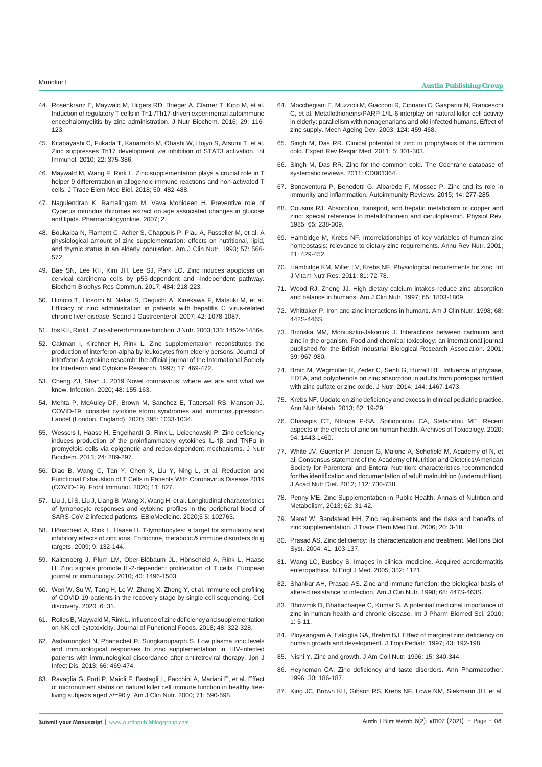44. Rosenkranz E, Maywald M, Hilgers RD, Brieger A, Clarner T, Kipp M, et al. Induction of regulatory T cells in Th1-/Th17-driven experimental autoimmune encephalomyelitis by zinc administration. J Nutr Biochem. 2016; 29: 116-123.

45. Kitabayashi C, Fukada T, Kanamoto M, Ohashi W, Hojyo S, Atsumi T, et al. Zinc suppresses Th17 development *via* inhibition of STAT3 activation. Int Immunol. 2010; 22: 375-386.

46. Maywald M, Wang F, Rink L. Zinc supplementation plays a crucial role in T helper 9 differentiation in allogeneic immune reactions and non-activated T cells. J Trace Elem Med Biol. 2018; 50: 482-488.

47. Nagulendran K, Ramalingam M, Vava Mohideen H. Preventive role of Cyperus rotundus rhizomes extract on age associated changes in glucose and lipids. Pharmacologyonline. 2007; 2.

48. Boukaiba N, Flament C, Acher S, Chappuis P, Piau A, Fusselier M, et al. A physiological amount of zinc supplementation: effects on nutritional, lipid, and thymic status in an elderly population. Am J Clin Nutr. 1993; 57: 566-572.

49. Bae SN, Lee KH, Kim JH, Lee SJ, Park LO. Zinc induces apoptosis on cervical carcinoma cells by p53-dependent and -independent pathway. Biochem Biophys Res Commun. 2017; 484: 218-223.

50. Himoto T, Hosomi N, Nakai S, Deguchi A, Kinekawa F, Matsuki M, et al. Efficacy of zinc administration in patients with hepatitis C virus-related chronic liver disease. Scand J Gastroenterol. 2007; 42: 1078-1087.

51. Ibs KH, Rink L. Zinc-altered immune function. J Nutr. 2003;133: 1452s-1456s.

52. Cakman I, Kirchner H, Rink L. Zinc supplementation reconstitutes the production of interferon-alpha by leukocytes from elderly persons. Journal of interferon & cytokine research: the official journal of the International Society for Interferon and Cytokine Research. 1997; 17: 469-472.

53. Cheng ZJ, Shan J. 2019 Novel coronavirus: where we are and what we know. Infection. 2020; 48: 155-163.

54. Mehta P, McAuley DF, Brown M, Sanchez E, Tattersall RS, Manson JJ. COVID-19: consider cytokine storm syndromes and immunosuppression. Lancet (London, England). 2020; 395: 1033-1034.

55. Wessels I, Haase H, Engelhardt G, Rink L, Uciechowski P. Zinc deficiency induces production of the proinflammatory cytokines IL-1β and TNFα in promyeloid cells via epigenetic and redox-dependent mechanisms. J Nutr Biochem. 2013; 24: 289-297.

56. Diao B, Wang C, Tan Y, Chen X, Liu Y, Ning L, et al. Reduction and Functional Exhaustion of T Cells in Patients With Coronavirus Disease 2019 (COVID-19). Front Immunol. 2020; 11: 827.

57. Liu J, Li S, Liu J, Liang B, Wang X, Wang H, et al. Longitudinal characteristics of lymphocyte responses and cytokine profiles in the peripheral blood of SARS-CoV-2 infected patients. EBioMedicine. 2020;5 5: 102763.

58. Hönscheid A, Rink L, Haase H. T-lymphocytes: a target for stimulatory and inhibitory effects of zinc ions. Endocrine, metabolic & immune disorders drug targets. 2009; 9: 132-144.

59. Kaltenberg J, Plum LM, Ober-Blöbaum JL, Hönscheid A, Rink L, Haase H. Zinc signals promote IL-2-dependent proliferation of T cells. European journal of immunology. 2010; 40: 1496-1503.

60. Wen W, Su W, Tang H, Le W, Zhang X, Zheng Y, et al. Immune cell profiling of COVID-19 patients in the recovery stage by single-cell sequencing. Cell discovery. 2020 ;6: 31.

61. Rolles B, Maywald M, Rink L. Influence of zinc deficiency and supplementation on NK cell cytotoxicity. Journal of Functional Foods. 2018; 48: 322-328.

62. Asdamongkol N, Phanachet P, Sungkanuparph S. Low plasma zinc levels and immunological responses to zinc supplementation in HIV-infected patients with immunological discordance after antiretroviral therapy. Jpn J Infect Dis. 2013; 66: 469-474.

63. Ravaglia G, Forti P, Maioli F, Bastagli L, Facchini A, Mariani E, et al. Effect of micronutrient status on natural killer cell immune function in healthy free-living subjects aged >/=90 y. Am J Clin Nutr. 2000; 71: 590-598.

64. Mocchegiani E, Muzzioli M, Giacconi R, Cipriano C, Gasparini N, Franceschi C, et al. Metallothioneins/PARP-1/IL-6 interplay on natural killer cell activity in elderly: parallelism with nonagenarians and old infected humans. Effect of zinc supply. Mech Ageing Dev. 2003; 124: 459-468.

65. Singh M, Das RR. Clinical potential of zinc in prophylaxis of the common cold. Expert Rev Respir Med. 2011; 5: 301-303.

66. Singh M, Das RR. Zinc for the common cold. The Cochrane database of systematic reviews. 2011: CD001364.

67. Bonaventura P, Benedetti G, Albarède F, Miossec P. Zinc and its role in immunity and inflammation. Autoimmunity Reviews. 2015; 14: 277-285.

68. Cousins RJ. Absorption, transport, and hepatic metabolism of copper and zinc: special reference to metallothionein and ceruloplasmin. Physiol Rev. 1985; 65: 238-309.

69. Hambidge M, Krebs NF. Interrelationships of key variables of human zinc homeostasis: relevance to dietary zinc requirements. Annu Rev Nutr. 2001; 21: 429-452.

70. Hambidge KM, Miller LV, Krebs NF. Physiological requirements for zinc. Int J Vitam Nutr Res. 2011; 81: 72-78.

71. Wood RJ, Zheng JJ. High dietary calcium intakes reduce zinc absorption and balance in humans. Am J Clin Nutr. 1997; 65: 1803-1809.

72. Whittaker P. Iron and zinc interactions in humans. Am J Clin Nutr. 1998; 68: 442S-446S.

73. Brzóska MM, Moniuszko-Jakoniuk J. Interactions between cadmium and zinc in the organism. Food and chemical toxicology: an international journal published for the British Industrial Biological Research Association. 2001; 39: 967-980.

74. Brnić M, Wegmüller R, Zeder C, Senti G, Hurrell RF. Influence of phytase, EDTA, and polyphenols on zinc absorption in adults from porridges fortified with zinc sulfate or zinc oxide. J Nutr. 2014; 144: 1467-1473.

75. Krebs NF. Update on zinc deficiency and excess in clinical pediatric practice. Ann Nutr Metab. 2013; 62: 19-29.

76. Chasapis CT, Ntoupa P-SA, Spiliopoulou CA, Stefanidou ME. Recent aspects of the effects of zinc on human health. Archives of Toxicology. 2020; 94: 1443-1460.

77. White JV, Guenter P, Jensen G, Malone A, Schofield M, Academy of N, et al. Consensus statement of the Academy of Nutrition and Dietetics/American Society for Parenteral and Enteral Nutrition: characteristics recommended for the identification and documentation of adult malnutrition (undernutrition). J Acad Nutr Diet. 2012; 112: 730-738.

78. Penny ME. Zinc Supplementation in Public Health. Annals of Nutrition and Metabolism. 2013; 62: 31-42.

79. Maret W, Sandstead HH. Zinc requirements and the risks and benefits of zinc supplementation. J Trace Elem Med Biol. 2006; 20: 3-18.

80. Prasad AS. Zinc deficiency: its characterization and treatment. Met Ions Biol Syst. 2004; 41: 103-137.

81. Wang LC, Busbey S. Images in clinical medicine. Acquired acrodermatitis enteropathica. N Engl J Med. 2005; 352: 1121.

82. Shankar AH, Prasad AS. Zinc and immune function: the biological basis of altered resistance to infection. Am J Clin Nutr. 1998; 68: 447S-463S.

83. Bhowmik D, Bhattacharjee C, Kumar S. A potential medicinal importance of zinc in human health and chronic disease. Int J Pharm Biomed Sci. 2010; 1: 5-11.

84. Ploysangam A, Falciglia GA, Brehm BJ. Effect of marginal zinc deficiency on human growth and development. J Trop Pediatr. 1997; 43: 192-198.

85. Nishi Y. Zinc and growth. J Am Coll Nutr. 1996; 15: 340-344.

86. Heyneman CA. Zinc deficiency and taste disorders. Ann Pharmacother. 1996; 30: 186-187.

87. King JC, Brown KH, Gibson RS, Krebs NF, Lowe NM, Siekmann JH, et al.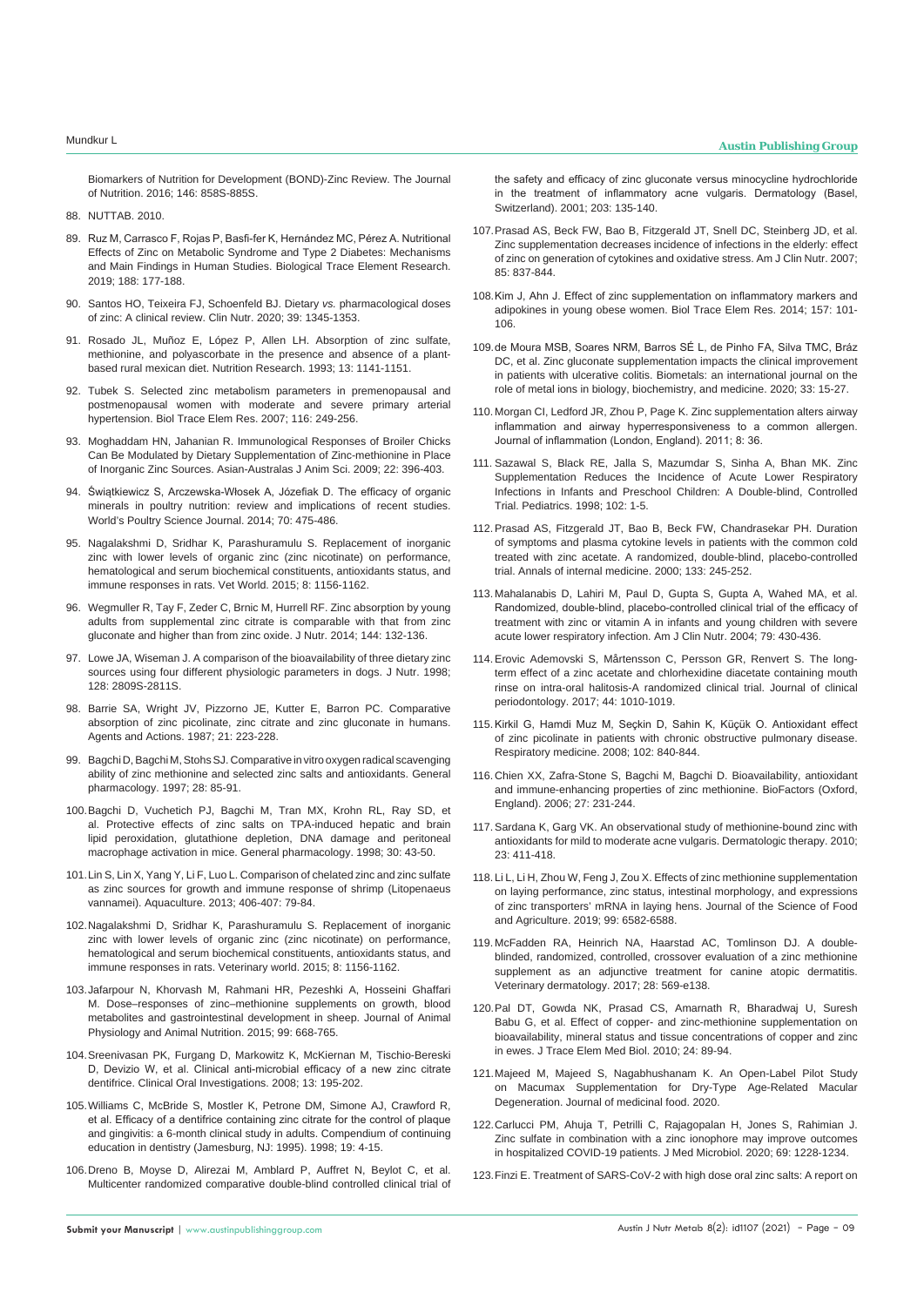Biomarkers of Nutrition for Development (BOND)-Zinc Review. The Journal of Nutrition. 2016; 146: 858S-885S.

88. NUTTAB. 2010.

89. Ruz M, Carrasco F, Rojas P, Basfi-fer K, Hernández MC, Pérez A. Nutritional Effects of Zinc on Metabolic Syndrome and Type 2 Diabetes: Mechanisms and Main Findings in Human Studies. Biological Trace Element Research. 2019; 188: 177-188.

90. Santos HO, Teixeira FJ, Schoenfeld BJ. Dietary *vs.* pharmacological doses of zinc: A clinical review. Clin Nutr. 2020; 39: 1345-1353.

91. Rosado JL, Muñoz E, López P, Allen LH. Absorption of zinc sulfate, methionine, and polyascorbate in the presence and absence of a plant-based rural mexican diet. Nutrition Research. 1993; 13: 1141-1151.

92. Tubek S. Selected zinc metabolism parameters in premenopausal and postmenopausal women with moderate and severe primary arterial hypertension. Biol Trace Elem Res. 2007; 116: 249-256.

93. Moghaddam HN, Jahanian R. Immunological Responses of Broiler Chicks Can Be Modulated by Dietary Supplementation of Zinc-methionine in Place of Inorganic Zinc Sources. Asian-Australas J Anim Sci. 2009; 22: 396-403.

94. Świątkiewicz S, Arczewska-Włosek A, Józefiak D. The efficacy of organic minerals in poultry nutrition: review and implications of recent studies. World's Poultry Science Journal. 2014; 70: 475-486.

95. Nagalakshmi D, Sridhar K, Parashuramulu S. Replacement of inorganic zinc with lower levels of organic zinc (zinc nicotinate) on performance, hematological and serum biochemical constituents, antioxidants status, and immune responses in rats. Vet World. 2015; 8: 1156-1162.

96. Wegmuller R, Tay F, Zeder C, Brnic M, Hurrell RF. Zinc absorption by young adults from supplemental zinc citrate is comparable with that from zinc gluconate and higher than from zinc oxide. J Nutr. 2014; 144: 132-136.

97. Lowe JA, Wiseman J. A comparison of the bioavailability of three dietary zinc sources using four different physiologic parameters in dogs. J Nutr. 1998; 128: 2809S-2811S.

98. Barrie SA, Wright JV, Pizzorno JE, Kutter E, Barron PC. Comparative absorption of zinc picolinate, zinc citrate and zinc gluconate in humans. Agents and Actions. 1987; 21: 223-228.

99. Bagchi D, Bagchi M, Stohs SJ. Comparative in vitro oxygen radical scavenging ability of zinc methionine and selected zinc salts and antioxidants. General pharmacology. 1997; 28: 85-91.

100. Bagchi D, Vuchetich PJ, Bagchi M, Tran MX, Krohn RL, Ray SD, et al. Protective effects of zinc salts on TPA-induced hepatic and brain lipid peroxidation, glutathione depletion, DNA damage and peritoneal macrophage activation in mice. General pharmacology. 1998; 30: 43-50.

101. Lin S, Lin X, Yang Y, Li F, Luo L. Comparison of chelated zinc and zinc sulfate as zinc sources for growth and immune response of shrimp (Litopenaeus vannamei). Aquaculture. 2013; 406-407: 79-84.

102. Nagalakshmi D, Sridhar K, Parashuramulu S. Replacement of inorganic zinc with lower levels of organic zinc (zinc nicotinate) on performance, hematological and serum biochemical constituents, antioxidants status, and immune responses in rats. Veterinary world. 2015; 8: 1156-1162.

103. Jafarpour N, Khorvash M, Rahmani HR, Pezeshki A, Hosseini Ghaffari M. Dose–responses of zinc–methionine supplements on growth, blood metabolites and gastrointestinal development in sheep. Journal of Animal Physiology and Animal Nutrition. 2015; 99: 668-765.

104. Sreenivasan PK, Furgang D, Markowitz K, McKiernan M, Tischio-Bereski D, Devizio W, et al. Clinical anti-microbial efficacy of a new zinc citrate dentifrice. Clinical Oral Investigations. 2008; 13: 195-202.

105. Williams C, McBride S, Mostler K, Petrone DM, Simone AJ, Crawford R, et al. Efficacy of a dentifrice containing zinc citrate for the control of plaque and gingivitis: a 6-month clinical study in adults. Compendium of continuing education in dentistry (Jamesburg, NJ: 1995). 1998; 19: 4-15.

106. Dreno B, Moyse D, Alirezai M, Amblard P, Auffret N, Beylot C, et al. Multicenter randomized comparative double-blind controlled clinical trial of the safety and efficacy of zinc gluconate versus minocycline hydrochloride in the treatment of inflammatory acne vulgaris. Dermatology (Basel, Switzerland). 2001; 203: 135-140.

107. Prasad AS, Beck FW, Bao B, Fitzgerald JT, Snell DC, Steinberg JD, et al. Zinc supplementation decreases incidence of infections in the elderly: effect of zinc on generation of cytokines and oxidative stress. Am J Clin Nutr. 2007; 85: 837-844.

108. Kim J, Ahn J. Effect of zinc supplementation on inflammatory markers and adipokines in young obese women. Biol Trace Elem Res. 2014; 157: 101-106.

109. de Moura MSB, Soares NRM, Barros SÉ L, de Pinho FA, Silva TMC, Bráz DC, et al. Zinc gluconate supplementation impacts the clinical improvement in patients with ulcerative colitis. Biometals: an international journal on the role of metal ions in biology, biochemistry, and medicine. 2020; 33: 15-27.

110. Morgan CI, Ledford JR, Zhou P, Page K. Zinc supplementation alters airway inflammation and airway hyperresponsiveness to a common allergen. Journal of inflammation (London, England). 2011; 8: 36.

111. Sazawal S, Black RE, Jalla S, Mazumdar S, Sinha A, Bhan MK. Zinc Supplementation Reduces the Incidence of Acute Lower Respiratory Infections in Infants and Preschool Children: A Double-blind, Controlled Trial. Pediatrics. 1998; 102: 1-5.

112. Prasad AS, Fitzgerald JT, Bao B, Beck FW, Chandrasekar PH. Duration of symptoms and plasma cytokine levels in patients with the common cold treated with zinc acetate. A randomized, double-blind, placebo-controlled trial. Annals of internal medicine. 2000; 133: 245-252.

113. Mahalanabis D, Lahiri M, Paul D, Gupta S, Gupta A, Wahed MA, et al. Randomized, double-blind, placebo-controlled clinical trial of the efficacy of treatment with zinc or vitamin A in infants and young children with severe acute lower respiratory infection. Am J Clin Nutr. 2004; 79: 430-436.

114. Erovic Ademovski S, Mårtensson C, Persson GR, Renvert S. The long-term effect of a zinc acetate and chlorhexidine diacetate containing mouth rinse on intra-oral halitosis-A randomized clinical trial. Journal of clinical periodontology. 2017; 44: 1010-1019.

115. Kirkil G, Hamdi Muz M, Seçkin D, Sahin K, Küçük O. Antioxidant effect of zinc picolinate in patients with chronic obstructive pulmonary disease. Respiratory medicine. 2008; 102: 840-844.

116. Chien XX, Zafra-Stone S, Bagchi M, Bagchi D. Bioavailability, antioxidant and immune-enhancing properties of zinc methionine. BioFactors (Oxford, England). 2006; 27: 231-244.

117. Sardana K, Garg VK. An observational study of methionine-bound zinc with antioxidants for mild to moderate acne vulgaris. Dermatologic therapy. 2010; 23: 411-418.

118. Li L, Li H, Zhou W, Feng J, Zou X. Effects of zinc methionine supplementation on laying performance, zinc status, intestinal morphology, and expressions of zinc transporters' mRNA in laying hens. Journal of the Science of Food and Agriculture. 2019; 99: 6582-6588.

119. McFadden RA, Heinrich NA, Haarstad AC, Tomlinson DJ. A double-blinded, randomized, controlled, crossover evaluation of a zinc methionine supplement as an adjunctive treatment for canine atopic dermatitis. Veterinary dermatology. 2017; 28: 569-e138.

120. Pal DT, Gowda NK, Prasad CS, Amarnath R, Bharadwaj U, Suresh Babu G, et al. Effect of copper- and zinc-methionine supplementation on bioavailability, mineral status and tissue concentrations of copper and zinc in ewes. J Trace Elem Med Biol. 2010; 24: 89-94.

121. Majeed M, Majeed S, Nagabhushanam K. An Open-Label Pilot Study on Macumax Supplementation for Dry-Type Age-Related Macular Degeneration. Journal of medicinal food. 2020.

122. Carlucci PM, Ahuja T, Petrilli C, Rajagopalan H, Jones S, Rahimian J. Zinc sulfate in combination with a zinc ionophore may improve outcomes in hospitalized COVID-19 patients. J Med Microbiol. 2020; 69: 1228-1234.

123. Finzi E. Treatment of SARS-CoV-2 with high dose oral zinc salts: A report on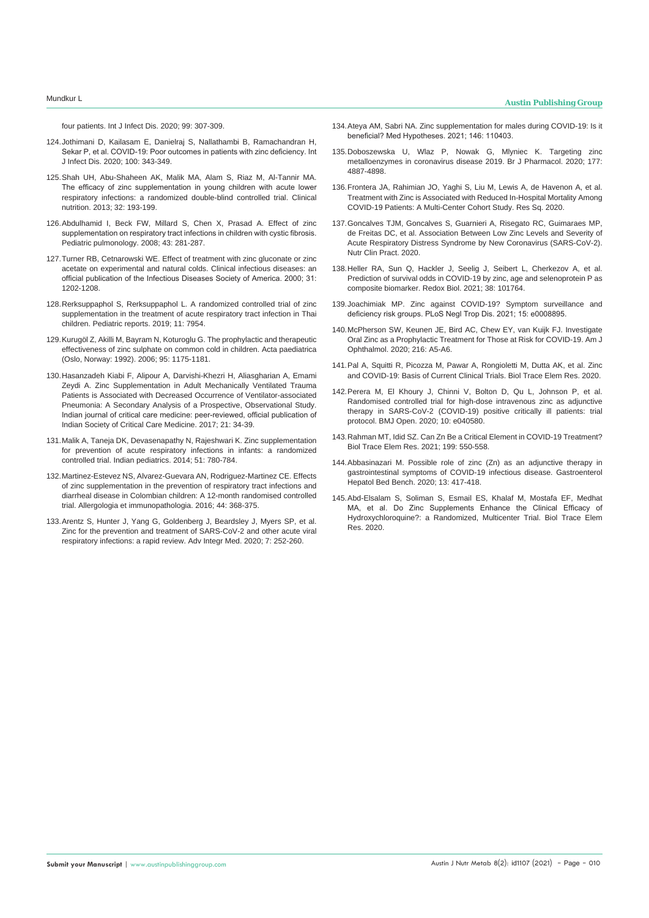four patients. Int J Infect Dis. 2020; 99: 307-309.

124. Jothimani D, Kailasam E, Danielraj S, Nallathambi B, Ramachandran H, Sekar P, et al. COVID-19: Poor outcomes in patients with zinc deficiency. Int J Infect Dis. 2020; 100: 343-349.

125. Shah UH, Abu-Shaheen AK, Malik MA, Alam S, Riaz M, Al-Tannir MA. The efficacy of zinc supplementation in young children with acute lower respiratory infections: a randomized double-blind controlled trial. Clinical nutrition. 2013; 32: 193-199.

126. Abdulhamid I, Beck FW, Millard S, Chen X, Prasad A. Effect of zinc supplementation on respiratory tract infections in children with cystic fibrosis. Pediatric pulmonology. 2008; 43: 281-287.

127. Turner RB, Cetnarowski WE. Effect of treatment with zinc gluconate or zinc acetate on experimental and natural colds. Clinical infectious diseases: an official publication of the Infectious Diseases Society of America. 2000; 31: 1202-1208.

128. Rerksuppaphol S, Rerksuppaphol L. A randomized controlled trial of zinc supplementation in the treatment of acute respiratory tract infection in Thai children. Pediatric reports. 2019; 11: 7954.

129. Kurugöl Z, Akilli M, Bayram N, Koturoglu G. The prophylactic and therapeutic effectiveness of zinc sulphate on common cold in children. Acta paediatrica (Oslo, Norway: 1992). 2006; 95: 1175-1181.

130. Hasanzadeh Kiabi F, Alipour A, Darvishi-Khezri H, Aliasgharian A, Emami Zeydi A. Zinc Supplementation in Adult Mechanically Ventilated Trauma Patients is Associated with Decreased Occurrence of Ventilator-associated Pneumonia: A Secondary Analysis of a Prospective, Observational Study. Indian journal of critical care medicine: peer-reviewed, official publication of Indian Society of Critical Care Medicine. 2017; 21: 34-39.

131. Malik A, Taneja DK, Devasenapathy N, Rajeshwari K. Zinc supplementation for prevention of acute respiratory infections in infants: a randomized controlled trial. Indian pediatrics. 2014; 51: 780-784.

132. Martinez-Estevez NS, Alvarez-Guevara AN, Rodriguez-Martinez CE. Effects of zinc supplementation in the prevention of respiratory tract infections and diarrheal disease in Colombian children: A 12-month randomised controlled trial. Allergologia et immunopathologia. 2016; 44: 368-375.

133. Arentz S, Hunter J, Yang G, Goldenberg J, Beardsley J, Myers SP, et al. Zinc for the prevention and treatment of SARS-CoV-2 and other acute viral respiratory infections: a rapid review. Adv Integr Med. 2020; 7: 252-260.

134. Ateya AM, Sabri NA. Zinc supplementation for males during COVID-19: Is it beneficial? Med Hypotheses. 2021; 146: 110403.

135. Doboszewska U, Wlaz P, Nowak G, Mlyniec K. Targeting zinc metalloenzymes in coronavirus disease 2019. Br J Pharmacol. 2020; 177: 4887-4898.

136. Frontera JA, Rahimian JO, Yaghi S, Liu M, Lewis A, de Havenon A, et al. Treatment with Zinc is Associated with Reduced In-Hospital Mortality Among COVID-19 Patients: A Multi-Center Cohort Study. Res Sq. 2020.

137. Goncalves TJM, Goncalves S, Guarnieri A, Risegato RC, Guimaraes MP, de Freitas DC, et al. Association Between Low Zinc Levels and Severity of Acute Respiratory Distress Syndrome by New Coronavirus (SARS-CoV-2). Nutr Clin Pract. 2020.

138. Heller RA, Sun Q, Hackler J, Seelig J, Seibert L, Cherkezov A, et al. Prediction of survival odds in COVID-19 by zinc, age and selenoprotein P as composite biomarker. Redox Biol. 2021; 38: 101764.

139. Joachimiak MP. Zinc against COVID-19? Symptom surveillance and deficiency risk groups. PLoS Negl Trop Dis. 2021; 15: e0008895.

140. McPherson SW, Keunen JE, Bird AC, Chew EY, van Kuijk FJ. Investigate Oral Zinc as a Prophylactic Treatment for Those at Risk for COVID-19. Am J Ophthalmol. 2020; 216: A5-A6.

141. Pal A, Squitti R, Picozza M, Pawar A, Rongioletti M, Dutta AK, et al. Zinc and COVID-19: Basis of Current Clinical Trials. Biol Trace Elem Res. 2020.

142. Perera M, El Khoury J, Chinni V, Bolton D, Qu L, Johnson P, et al. Randomised controlled trial for high-dose intravenous zinc as adjunctive therapy in SARS-CoV-2 (COVID-19) positive critically ill patients: trial protocol. BMJ Open. 2020; 10: e040580.

143. Rahman MT, Idid SZ. Can Zn Be a Critical Element in COVID-19 Treatment? Biol Trace Elem Res. 2021; 199: 550-558.

144. Abbasinazari M. Possible role of zinc (Zn) as an adjunctive therapy in gastrointestinal symptoms of COVID-19 infectious disease. Gastroenterol Hepatol Bed Bench. 2020; 13: 417-418.

145. Abd-Elsalam S, Soliman S, Esmail ES, Khalaf M, Mostafa EF, Medhat MA, et al. Do Zinc Supplements Enhance the Clinical Efficacy of Hydroxychloroquine?: a Randomized, Multicenter Trial. Biol Trace Elem Res. 2020.